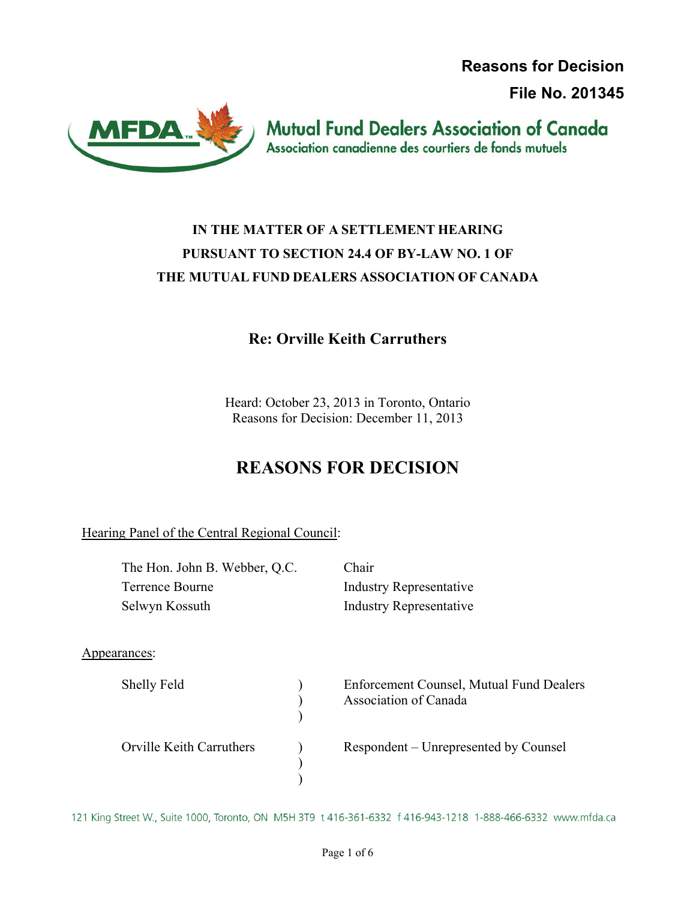**Reasons for Decision**

**File No. 201345**

Mutual Fund Dealers Association of Canada
Association canadienne des courtiers de fonds mutuels

**IN THE MATTER OF A SETTLEMENT HEARING PURSUANT TO SECTION 24.4 OF BY-LAW NO. 1 OF THE MUTUAL FUND DEALERS ASSOCIATION OF CANADA**

**Re: Orville Keith Carruthers**

Heard: October 23, 2013 in Toronto, Ontario
Reasons for Decision: December 11, 2013

# REASONS FOR DECISION

Hearing Panel of the Central Regional Council:

| | |
|---|---|
| The Hon. John B. Webber, Q.C. | Chair |
| Terrence Bourne | Industry Representative |
| Selwyn Kossuth | Industry Representative |

Appearances:

| | |
|---|---|
| Shelly Feld | Enforcement Counsel, Mutual Fund Dealers Association of Canada |
| Orville Keith Carruthers | Respondent – Unrepresented by Counsel |

121 King Street W., Suite 1000, Toronto, ON M5H 3T9 t 416-361-6332 f 416-943-1218 1-888-466-6332 www.mfda.ca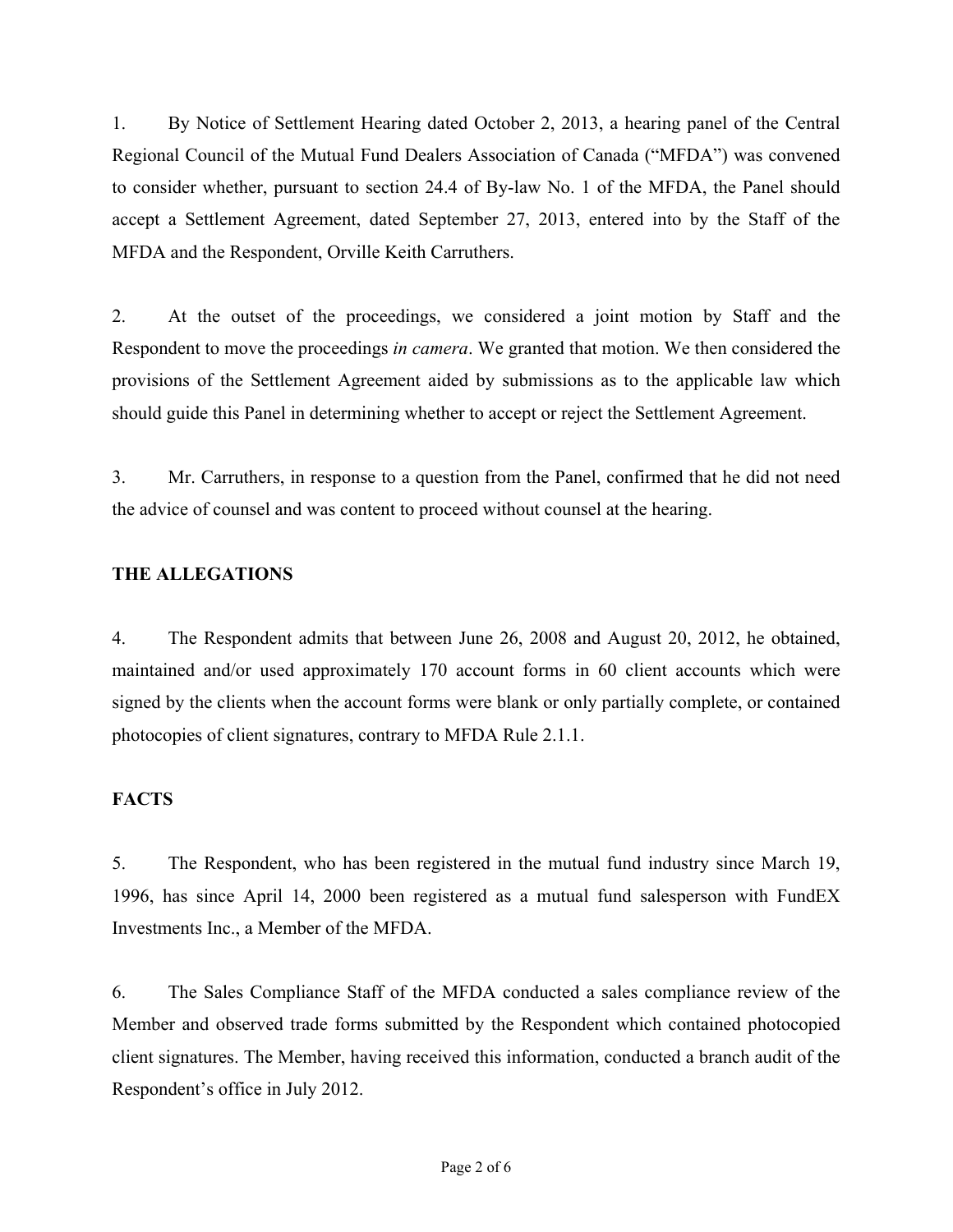1. By Notice of Settlement Hearing dated October 2, 2013, a hearing panel of the Central Regional Council of the Mutual Fund Dealers Association of Canada ("MFDA") was convened to consider whether, pursuant to section 24.4 of By-law No. 1 of the MFDA, the Panel should accept a Settlement Agreement, dated September 27, 2013, entered into by the Staff of the MFDA and the Respondent, Orville Keith Carruthers.

2. At the outset of the proceedings, we considered a joint motion by Staff and the Respondent to move the proceedings *in camera*. We granted that motion. We then considered the provisions of the Settlement Agreement aided by submissions as to the applicable law which should guide this Panel in determining whether to accept or reject the Settlement Agreement.

3. Mr. Carruthers, in response to a question from the Panel, confirmed that he did not need the advice of counsel and was content to proceed without counsel at the hearing.

**THE ALLEGATIONS**

4. The Respondent admits that between June 26, 2008 and August 20, 2012, he obtained, maintained and/or used approximately 170 account forms in 60 client accounts which were signed by the clients when the account forms were blank or only partially complete, or contained photocopies of client signatures, contrary to MFDA Rule 2.1.1.

**FACTS**

5. The Respondent, who has been registered in the mutual fund industry since March 19, 1996, has since April 14, 2000 been registered as a mutual fund salesperson with FundEX Investments Inc., a Member of the MFDA.

6. The Sales Compliance Staff of the MFDA conducted a sales compliance review of the Member and observed trade forms submitted by the Respondent which contained photocopied client signatures. The Member, having received this information, conducted a branch audit of the Respondent's office in July 2012.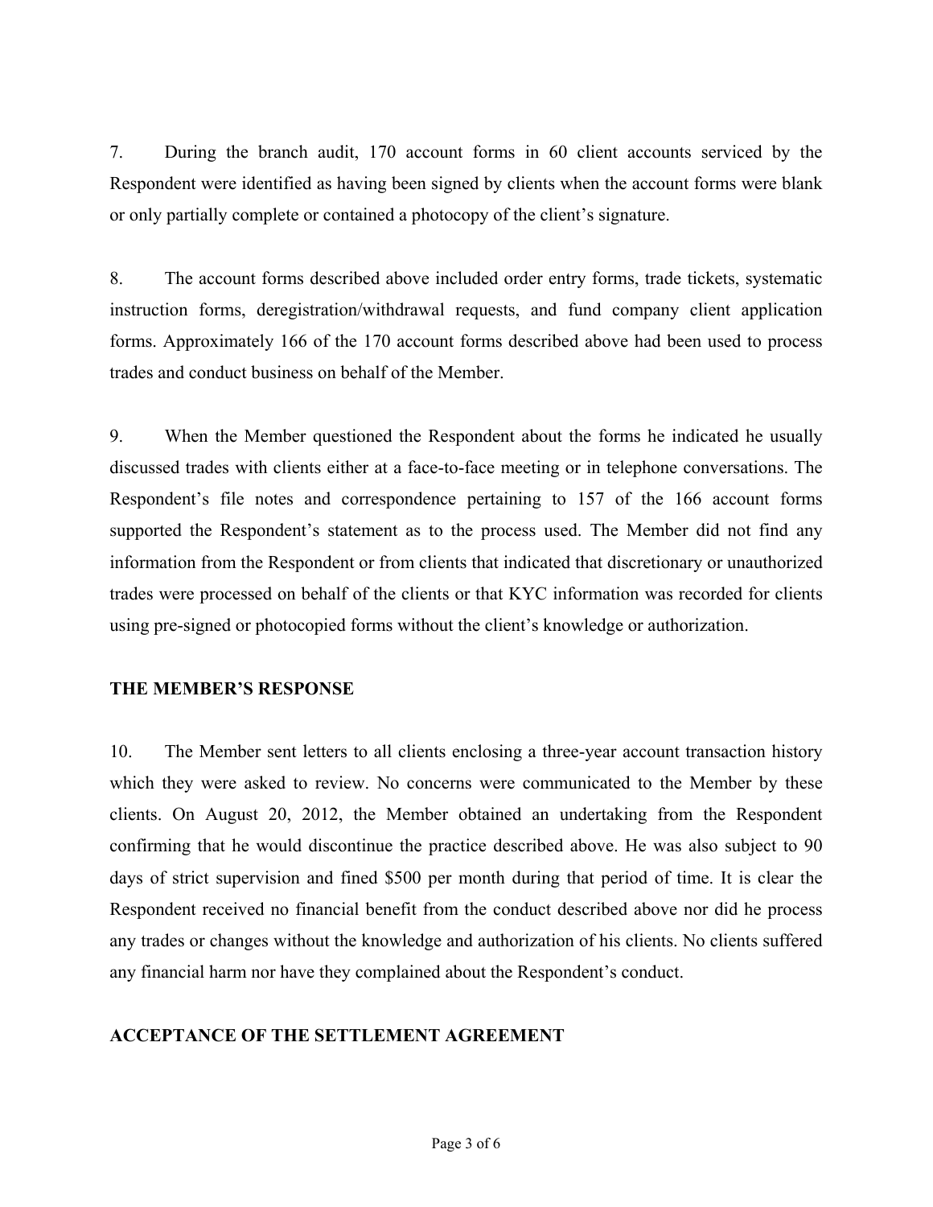7. During the branch audit, 170 account forms in 60 client accounts serviced by the Respondent were identified as having been signed by clients when the account forms were blank or only partially complete or contained a photocopy of the client's signature.

8. The account forms described above included order entry forms, trade tickets, systematic instruction forms, deregistration/withdrawal requests, and fund company client application forms. Approximately 166 of the 170 account forms described above had been used to process trades and conduct business on behalf of the Member.

9. When the Member questioned the Respondent about the forms he indicated he usually discussed trades with clients either at a face-to-face meeting or in telephone conversations. The Respondent's file notes and correspondence pertaining to 157 of the 166 account forms supported the Respondent's statement as to the process used. The Member did not find any information from the Respondent or from clients that indicated that discretionary or unauthorized trades were processed on behalf of the clients or that KYC information was recorded for clients using pre-signed or photocopied forms without the client's knowledge or authorization.

## THE MEMBER'S RESPONSE

10. The Member sent letters to all clients enclosing a three-year account transaction history which they were asked to review. No concerns were communicated to the Member by these clients. On August 20, 2012, the Member obtained an undertaking from the Respondent confirming that he would discontinue the practice described above. He was also subject to 90 days of strict supervision and fined $500 per month during that period of time. It is clear the Respondent received no financial benefit from the conduct described above nor did he process any trades or changes without the knowledge and authorization of his clients. No clients suffered any financial harm nor have they complained about the Respondent's conduct.

## ACCEPTANCE OF THE SETTLEMENT AGREEMENT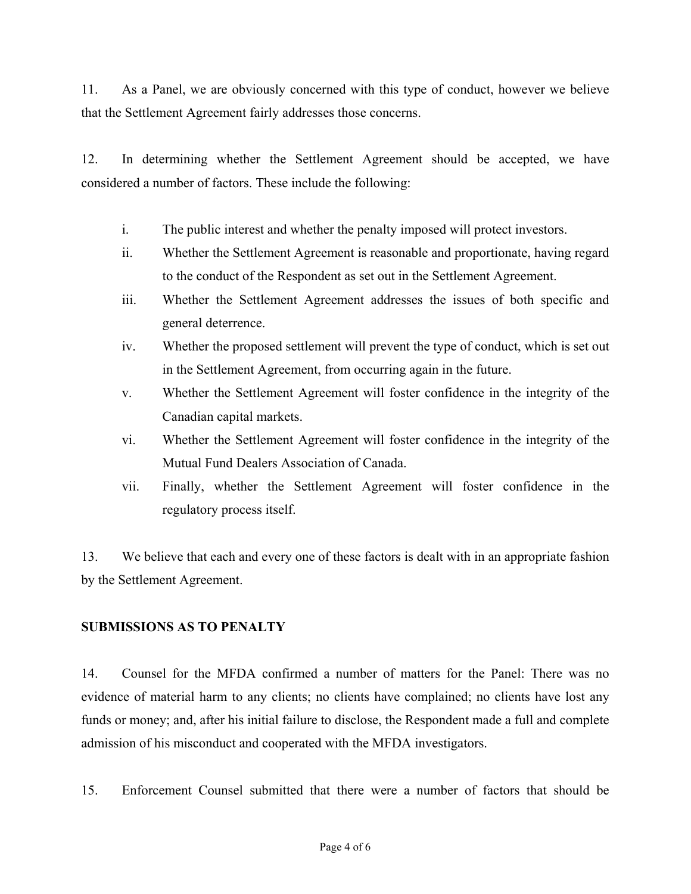11. As a Panel, we are obviously concerned with this type of conduct, however we believe that the Settlement Agreement fairly addresses those concerns.

12. In determining whether the Settlement Agreement should be accepted, we have considered a number of factors. These include the following:

i. The public interest and whether the penalty imposed will protect investors.

ii. Whether the Settlement Agreement is reasonable and proportionate, having regard to the conduct of the Respondent as set out in the Settlement Agreement.

iii. Whether the Settlement Agreement addresses the issues of both specific and general deterrence.

iv. Whether the proposed settlement will prevent the type of conduct, which is set out in the Settlement Agreement, from occurring again in the future.

v. Whether the Settlement Agreement will foster confidence in the integrity of the Canadian capital markets.

vi. Whether the Settlement Agreement will foster confidence in the integrity of the Mutual Fund Dealers Association of Canada.

vii. Finally, whether the Settlement Agreement will foster confidence in the regulatory process itself.

13. We believe that each and every one of these factors is dealt with in an appropriate fashion by the Settlement Agreement.

**SUBMISSIONS AS TO PENALTY**

14. Counsel for the MFDA confirmed a number of matters for the Panel: There was no evidence of material harm to any clients; no clients have complained; no clients have lost any funds or money; and, after his initial failure to disclose, the Respondent made a full and complete admission of his misconduct and cooperated with the MFDA investigators.

15. Enforcement Counsel submitted that there were a number of factors that should be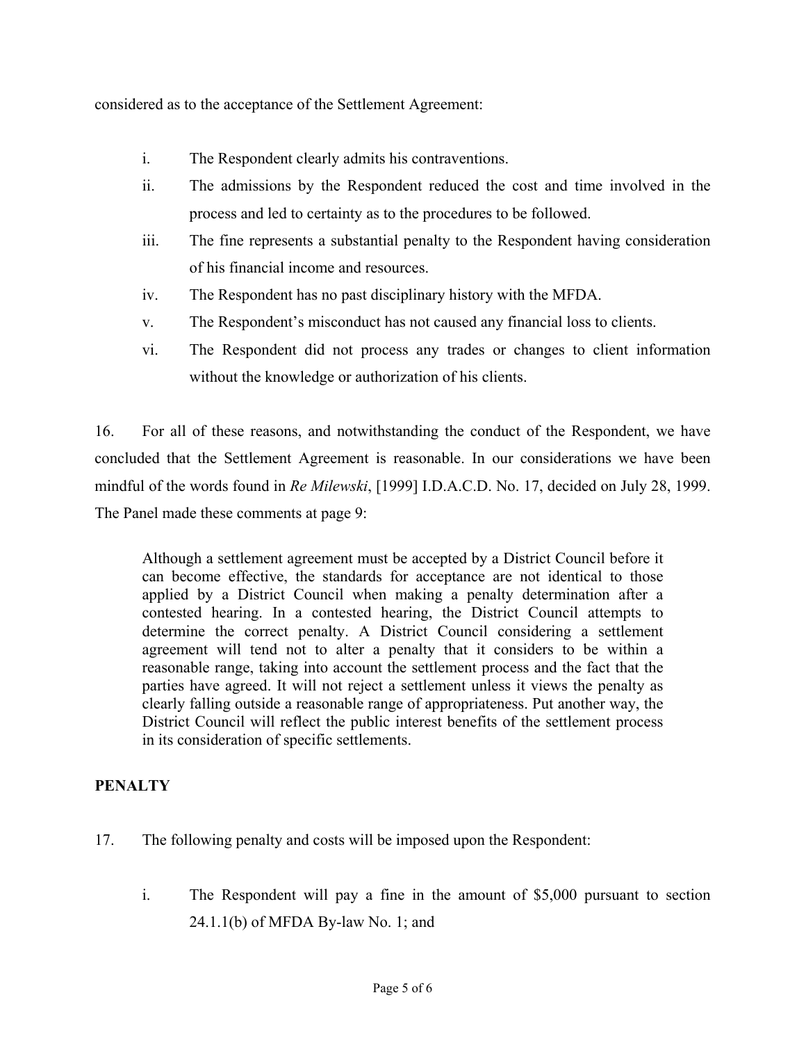considered as to the acceptance of the Settlement Agreement:

i. The Respondent clearly admits his contraventions.

ii. The admissions by the Respondent reduced the cost and time involved in the process and led to certainty as to the procedures to be followed.

iii. The fine represents a substantial penalty to the Respondent having consideration of his financial income and resources.

iv. The Respondent has no past disciplinary history with the MFDA.

v. The Respondent's misconduct has not caused any financial loss to clients.

vi. The Respondent did not process any trades or changes to client information without the knowledge or authorization of his clients.

16. For all of these reasons, and notwithstanding the conduct of the Respondent, we have concluded that the Settlement Agreement is reasonable. In our considerations we have been mindful of the words found in *Re Milewski*, [1999] I.D.A.C.D. No. 17, decided on July 28, 1999. The Panel made these comments at page 9:

> Although a settlement agreement must be accepted by a District Council before it can become effective, the standards for acceptance are not identical to those applied by a District Council when making a penalty determination after a contested hearing. In a contested hearing, the District Council attempts to determine the correct penalty. A District Council considering a settlement agreement will tend not to alter a penalty that it considers to be within a reasonable range, taking into account the settlement process and the fact that the parties have agreed. It will not reject a settlement unless it views the penalty as clearly falling outside a reasonable range of appropriateness. Put another way, the District Council will reflect the public interest benefits of the settlement process in its consideration of specific settlements.

## PENALTY

17. The following penalty and costs will be imposed upon the Respondent:

i. The Respondent will pay a fine in the amount of $5,000 pursuant to section 24.1.1(b) of MFDA By-law No. 1; and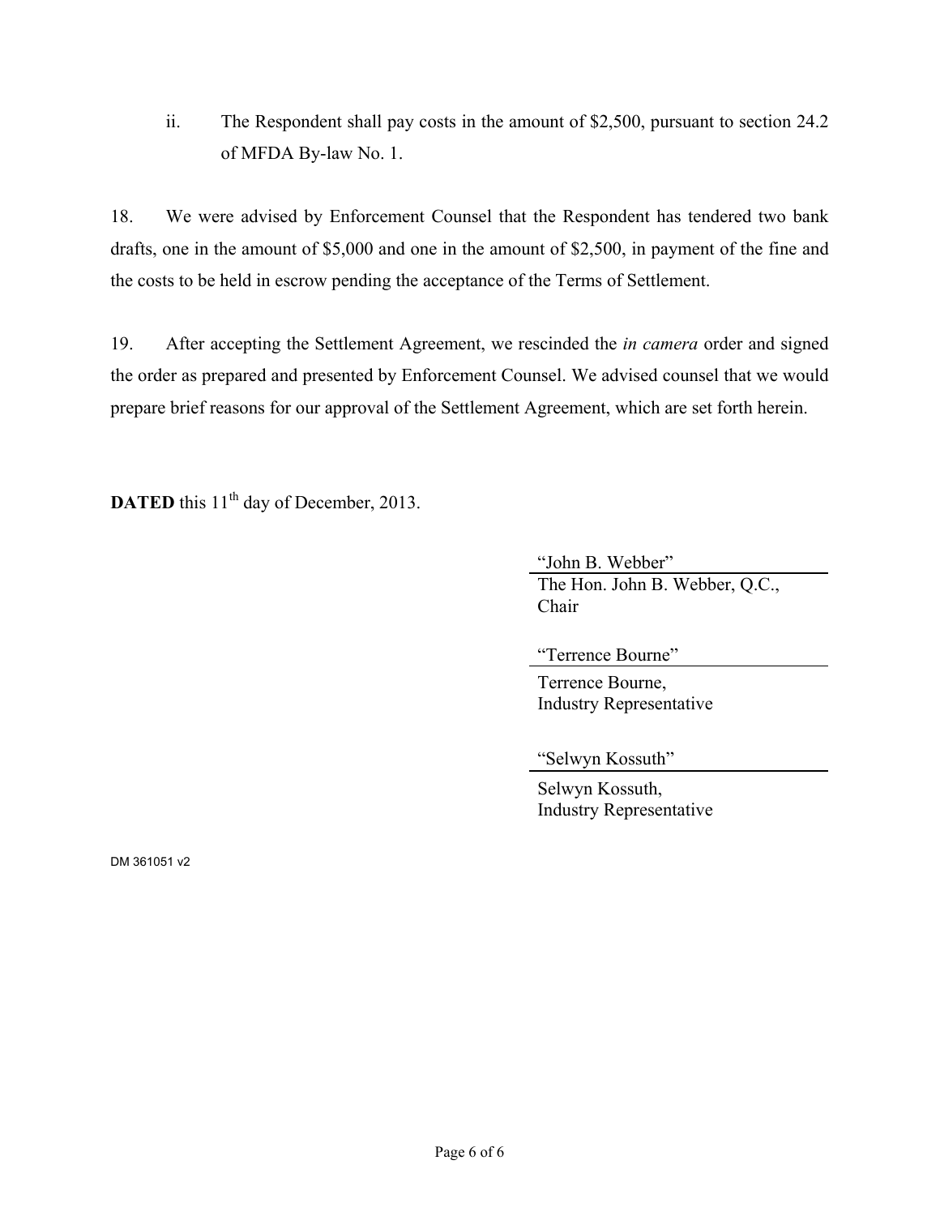ii. The Respondent shall pay costs in the amount of $2,500, pursuant to section 24.2 of MFDA By-law No. 1.

18. We were advised by Enforcement Counsel that the Respondent has tendered two bank drafts, one in the amount of $5,000 and one in the amount of $2,500, in payment of the fine and the costs to be held in escrow pending the acceptance of the Terms of Settlement.

19. After accepting the Settlement Agreement, we rescinded the *in camera* order and signed the order as prepared and presented by Enforcement Counsel. We advised counsel that we would prepare brief reasons for our approval of the Settlement Agreement, which are set forth herein.

**DATED** this 11th day of December, 2013.

"John B. Webber"
The Hon. John B. Webber, Q.C.,
Chair

"Terrence Bourne"
Terrence Bourne,
Industry Representative

"Selwyn Kossuth"
Selwyn Kossuth,
Industry Representative

DM 361051 v2